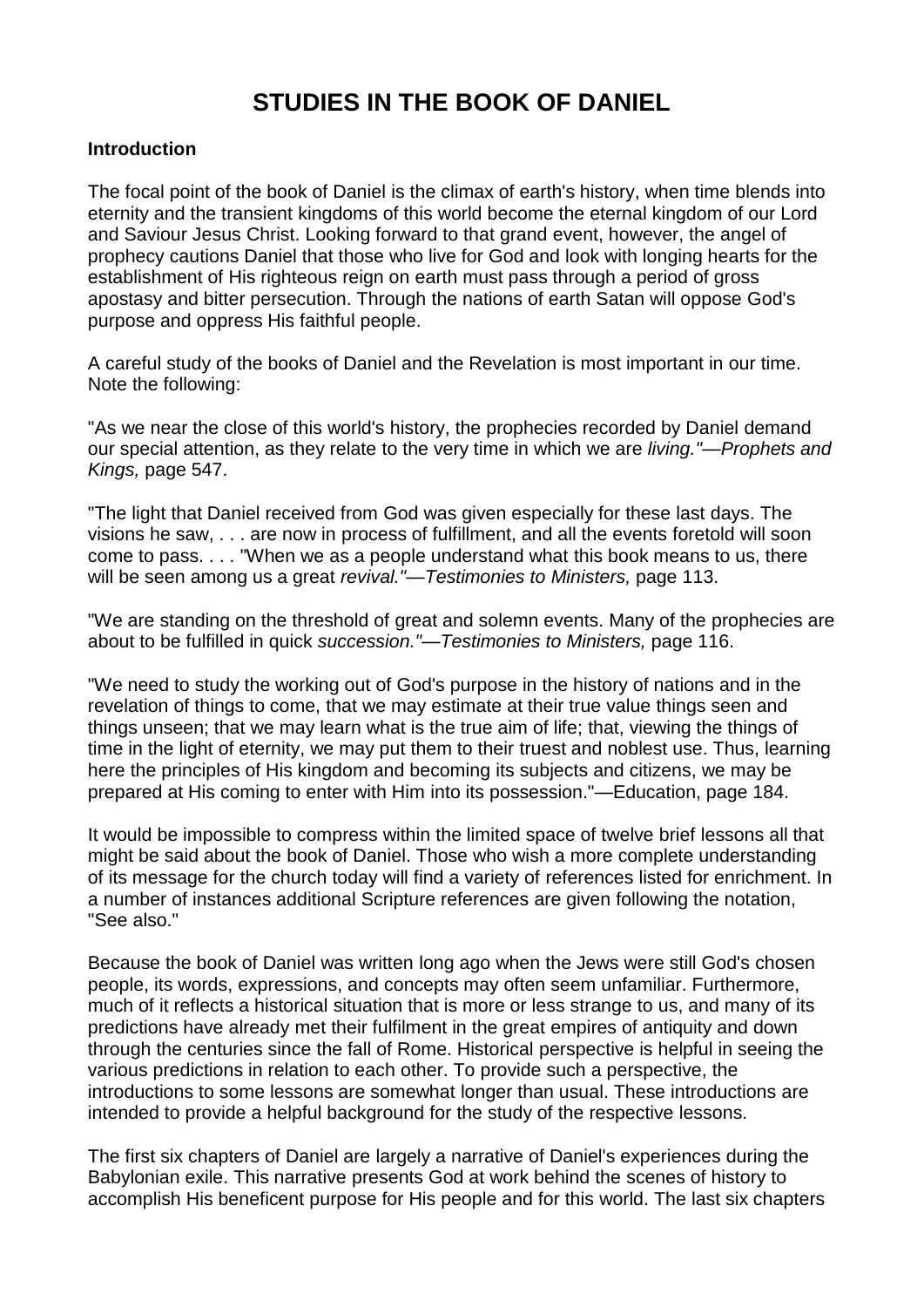# STUDIES IN THE BOOK OF DANIEL

**Introduction**

The focal point of the book of Daniel is the climax of earth's history, when time blends into eternity and the transient kingdoms of this world become the eternal kingdom of our Lord and Saviour Jesus Christ. Looking forward to that grand event, however, the angel of prophecy cautions Daniel that those who live for God and look with longing hearts for the establishment of His righteous reign on earth must pass through a period of gross apostasy and bitter persecution. Through the nations of earth Satan will oppose God's purpose and oppress His faithful people.

A careful study of the books of Daniel and the Revelation is most important in our time. Note the following:

"As we near the close of this world's history, the prophecies recorded by Daniel demand our special attention, as they relate to the very time in which we are *living."—Prophets and Kings,* page 547.

"The light that Daniel received from God was given especially for these last days. The visions he saw, . . . are now in process of fulfillment, and all the events foretold will soon come to pass. . . . "When we as a people understand what this book means to us, there will be seen among us a great *revival."—Testimonies to Ministers,* page 113.

"We are standing on the threshold of great and solemn events. Many of the prophecies are about to be fulfilled in quick *succession."—Testimonies to Ministers,* page 116.

"We need to study the working out of God's purpose in the history of nations and in the revelation of things to come, that we may estimate at their true value things seen and things unseen; that we may learn what is the true aim of life; that, viewing the things of time in the light of eternity, we may put them to their truest and noblest use. Thus, learning here the principles of His kingdom and becoming its subjects and citizens, we may be prepared at His coming to enter with Him into its possession."—Education, page 184.

It would be impossible to compress within the limited space of twelve brief lessons all that might be said about the book of Daniel. Those who wish a more complete understanding of its message for the church today will find a variety of references listed for enrichment. In a number of instances additional Scripture references are given following the notation, "See also."

Because the book of Daniel was written long ago when the Jews were still God's chosen people, its words, expressions, and concepts may often seem unfamiliar. Furthermore, much of it reflects a historical situation that is more or less strange to us, and many of its predictions have already met their fulfilment in the great empires of antiquity and down through the centuries since the fall of Rome. Historical perspective is helpful in seeing the various predictions in relation to each other. To provide such a perspective, the introductions to some lessons are somewhat longer than usual. These introductions are intended to provide a helpful background for the study of the respective lessons.

The first six chapters of Daniel are largely a narrative of Daniel's experiences during the Babylonian exile. This narrative presents God at work behind the scenes of history to accomplish His beneficent purpose for His people and for this world. The last six chapters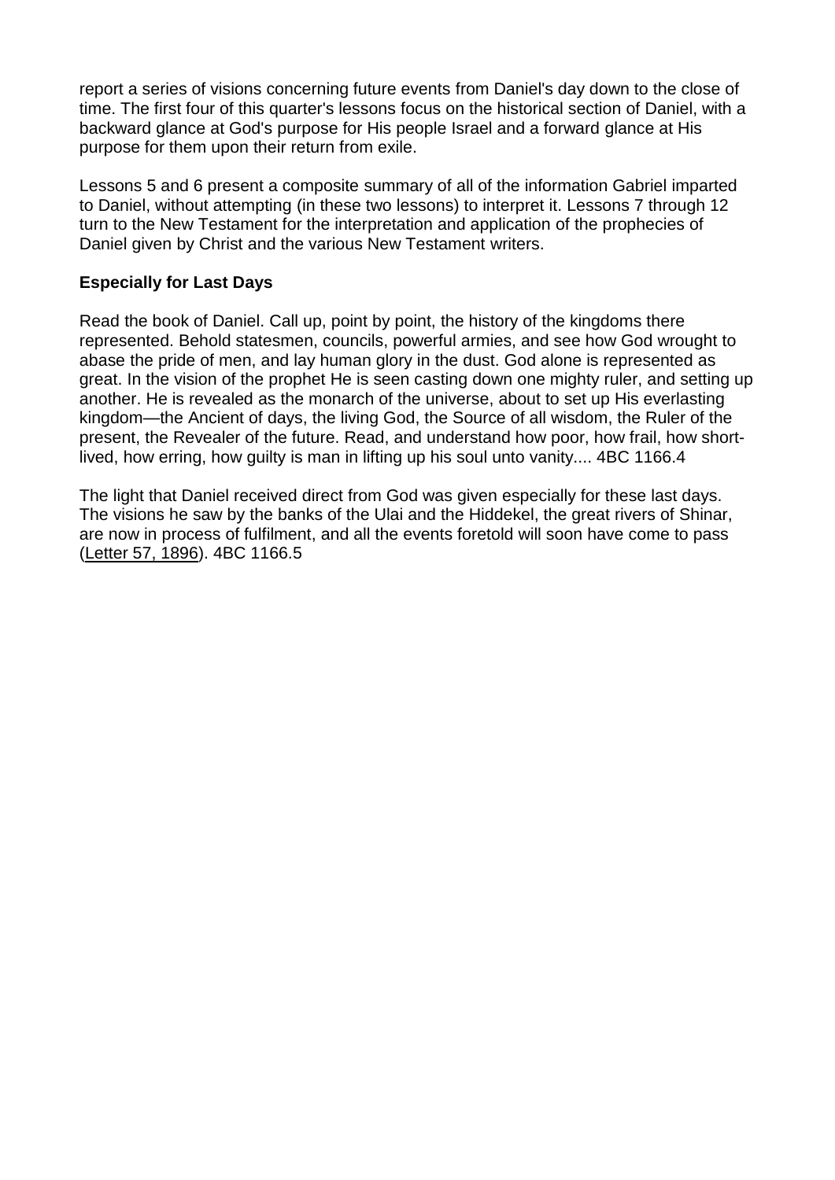report a series of visions concerning future events from Daniel's day down to the close of time. The first four of this quarter's lessons focus on the historical section of Daniel, with a backward glance at God's purpose for His people Israel and a forward glance at His purpose for them upon their return from exile.

Lessons 5 and 6 present a composite summary of all of the information Gabriel imparted to Daniel, without attempting (in these two lessons) to interpret it. Lessons 7 through 12 turn to the New Testament for the interpretation and application of the prophecies of Daniel given by Christ and the various New Testament writers.

**Especially for Last Days**

Read the book of Daniel. Call up, point by point, the history of the kingdoms there represented. Behold statesmen, councils, powerful armies, and see how God wrought to abase the pride of men, and lay human glory in the dust. God alone is represented as great. In the vision of the prophet He is seen casting down one mighty ruler, and setting up another. He is revealed as the monarch of the universe, about to set up His everlasting kingdom—the Ancient of days, the living God, the Source of all wisdom, the Ruler of the present, the Revealer of the future. Read, and understand how poor, how frail, how short-lived, how erring, how guilty is man in lifting up his soul unto vanity.... 4BC 1166.4

The light that Daniel received direct from God was given especially for these last days. The visions he saw by the banks of the Ulai and the Hiddekel, the great rivers of Shinar, are now in process of fulfilment, and all the events foretold will soon have come to pass (Letter 57, 1896). 4BC 1166.5